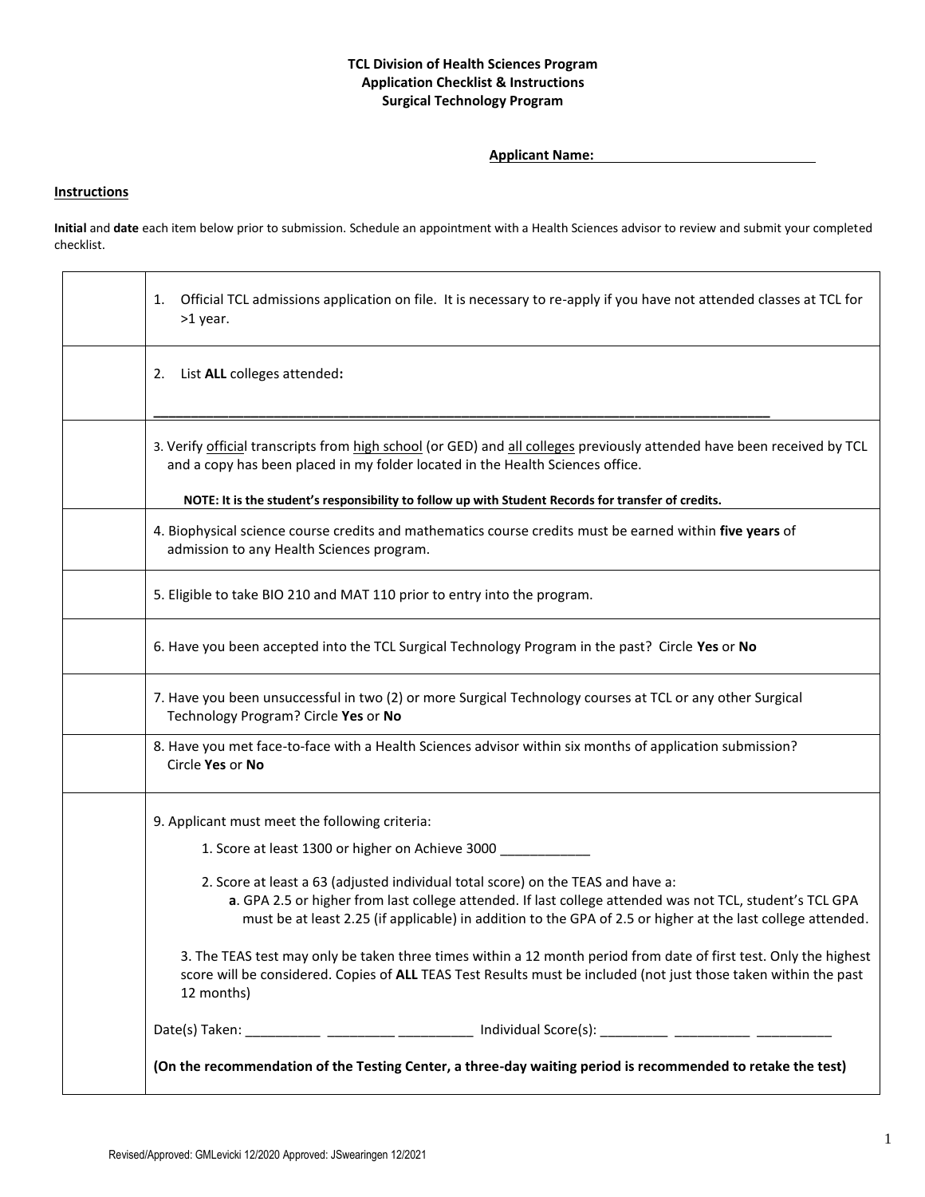**TCL Division of Health Sciences Program**
**Application Checklist & Instructions**
**Surgical Technology Program**

**Applicant Name:** ______________________________

## Instructions

**Initial** and **date** each item below prior to submission. Schedule an appointment with a Health Sciences advisor to review and submit your completed checklist.

| | |
|---|---|
| | 1. Official TCL admissions application on file. It is necessary to re-apply if you have not attended classes at TCL for >1 year. |
| | 2. List **ALL** colleges attended**:** ________________________________________________________________________________ |
| | 3. Verify official transcripts from high school (or GED) and all colleges previously attended have been received by TCL and a copy has been placed in my folder located in the Health Sciences office. **NOTE: It is the student's responsibility to follow up with Student Records for transfer of credits.** |
| | 4. Biophysical science course credits and mathematics course credits must be earned within **five years** of admission to any Health Sciences program. |
| | 5. Eligible to take BIO 210 and MAT 110 prior to entry into the program. |
| | 6. Have you been accepted into the TCL Surgical Technology Program in the past? Circle **Yes** or **No** |
| | 7. Have you been unsuccessful in two (2) or more Surgical Technology courses at TCL or any other Surgical Technology Program? Circle **Yes** or **No** |
| | 8. Have you met face-to-face with a Health Sciences advisor within six months of application submission? Circle **Yes** or **No** |
| | 9. Applicant must meet the following criteria:<br>1. Score at least 1300 or higher on Achieve 3000 ____________<br>2. Score at least a 63 (adjusted individual total score) on the TEAS and have a:<br>**a**. GPA 2.5 or higher from last college attended. If last college attended was not TCL, student's TCL GPA must be at least 2.25 (if applicable) in addition to the GPA of 2.5 or higher at the last college attended.<br>3. The TEAS test may only be taken three times within a 12 month period from date of first test. Only the highest score will be considered. Copies of **ALL** TEAS Test Results must be included (not just those taken within the past 12 months)<br>Date(s) Taken: __________ _________ __________ Individual Score(s): _________ __________ __________<br>**(On the recommendation of the Testing Center, a three-day waiting period is recommended to retake the test)** |

Revised/Approved: GMLevicki 12/2020 Approved: JSwearingen 12/2021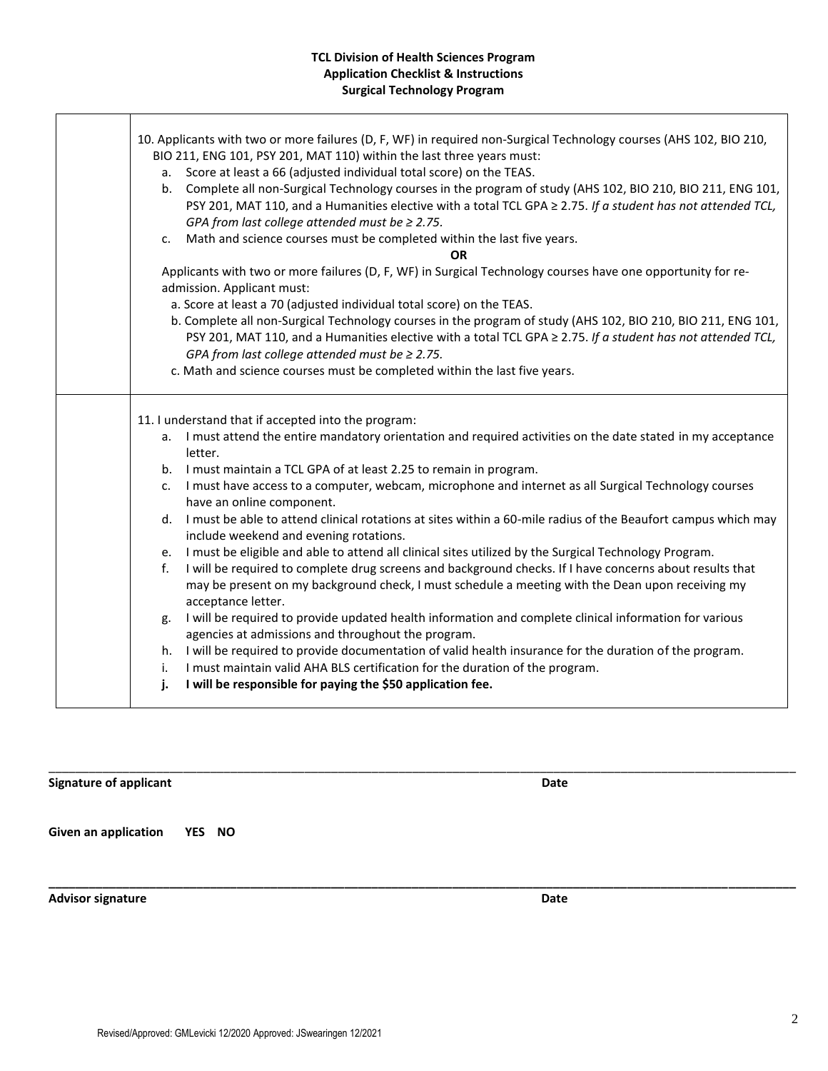**TCL Division of Health Sciences Program**
**Application Checklist & Instructions**
**Surgical Technology Program**

| | |
|---|---|
| | 10. Applicants with two or more failures (D, F, WF) in required non-Surgical Technology courses (AHS 102, BIO 210, BIO 211, ENG 101, PSY 201, MAT 110) within the last three years must:<br>a. Score at least a 66 (adjusted individual total score) on the TEAS.<br>b. Complete all non-Surgical Technology courses in the program of study (AHS 102, BIO 210, BIO 211, ENG 101, PSY 201, MAT 110, and a Humanities elective with a total TCL GPA ≥ 2.75. *If a student has not attended TCL, GPA from last college attended must be ≥ 2.75*.<br>c. Math and science courses must be completed within the last five years.<br>**OR**<br>Applicants with two or more failures (D, F, WF) in Surgical Technology courses have one opportunity for re-admission. Applicant must:<br>a. Score at least a 70 (adjusted individual total score) on the TEAS.<br>b. Complete all non-Surgical Technology courses in the program of study (AHS 102, BIO 210, BIO 211, ENG 101, PSY 201, MAT 110, and a Humanities elective with a total TCL GPA ≥ 2.75. *If a student has not attended TCL, GPA from last college attended must be ≥ 2.75.*<br>c. Math and science courses must be completed within the last five years. |
| | 11. I understand that if accepted into the program:<br>a. I must attend the entire mandatory orientation and required activities on the date stated in my acceptance letter.<br>b. I must maintain a TCL GPA of at least 2.25 to remain in program.<br>c. I must have access to a computer, webcam, microphone and internet as all Surgical Technology courses have an online component.<br>d. I must be able to attend clinical rotations at sites within a 60-mile radius of the Beaufort campus which may include weekend and evening rotations.<br>e. I must be eligible and able to attend all clinical sites utilized by the Surgical Technology Program.<br>f. I will be required to complete drug screens and background checks. If I have concerns about results that may be present on my background check, I must schedule a meeting with the Dean upon receiving my acceptance letter.<br>g. I will be required to provide updated health information and complete clinical information for various agencies at admissions and throughout the program.<br>h. I will be required to provide documentation of valid health insurance for the duration of the program.<br>i. I must maintain valid AHA BLS certification for the duration of the program.<br>**j. I will be responsible for paying the $50 application fee.** |

______________________________________________________________________

**Signature of applicant** **Date**

**Given an application YES NO**

______________________________________________________________________

**Advisor signature** **Date**

Revised/Approved: GMLevicki 12/2020 Approved: JSwearingen 12/2021